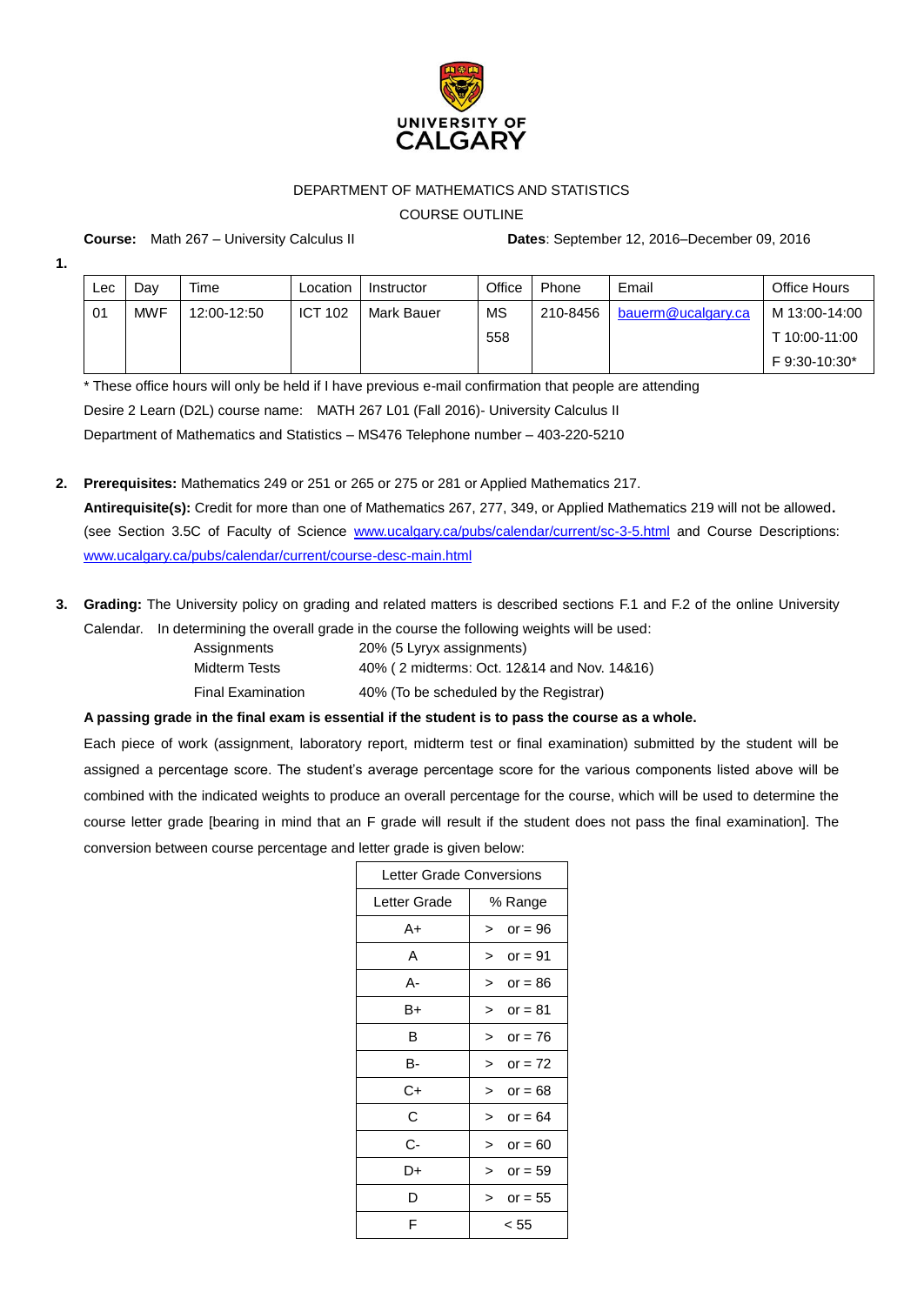UNIVERSITY OF CALGARY

DEPARTMENT OF MATHEMATICS AND STATISTICS

COURSE OUTLINE

**Course:** Math 267 – University Calculus II **Dates**: September 12, 2016–December 09, 2016

**1.**

| Lec | Day | Time | Location | Instructor | Office | Phone | Email | Office Hours |
|---|---|---|---|---|---|---|---|---|
| 01 | MWF | 12:00-12:50 | ICT 102 | Mark Bauer | MS 558 | 210-8456 | bauerm@ucalgary.ca | M 13:00-14:00<br>T 10:00-11:00<br>F 9:30-10:30* |

\* These office hours will only be held if I have previous e-mail confirmation that people are attending

Desire 2 Learn (D2L) course name: MATH 267 L01 (Fall 2016)- University Calculus II

Department of Mathematics and Statistics – MS476 Telephone number – 403-220-5210

**2. Prerequisites:** Mathematics 249 or 251 or 265 or 275 or 281 or Applied Mathematics 217.

**Antirequisite(s):** Credit for more than one of Mathematics 267, 277, 349, or Applied Mathematics 219 will not be allowed**.** (see Section 3.5C of Faculty of Science www.ucalgary.ca/pubs/calendar/current/sc-3-5.html and Course Descriptions: www.ucalgary.ca/pubs/calendar/current/course-desc-main.html

**3. Grading:** The University policy on grading and related matters is described sections F.1 and F.2 of the online University Calendar. In determining the overall grade in the course the following weights will be used:

| | |
|---|---|
| Assignments | 20% (5 Lyryx assignments) |
| Midterm Tests | 40% ( 2 midterms: Oct. 12&14 and Nov. 14&16) |
| Final Examination | 40% (To be scheduled by the Registrar) |

**A passing grade in the final exam is essential if the student is to pass the course as a whole.**

Each piece of work (assignment, laboratory report, midterm test or final examination) submitted by the student will be assigned a percentage score. The student's average percentage score for the various components listed above will be combined with the indicated weights to produce an overall percentage for the course, which will be used to determine the course letter grade [bearing in mind that an F grade will result if the student does not pass the final examination]. The conversion between course percentage and letter grade is given below:

| Letter Grade Conversions | |
|---|---|
| Letter Grade | % Range |
| A+ | > or = 96 |
| A | > or = 91 |
| A- | > or = 86 |
| B+ | > or = 81 |
| B | > or = 76 |
| B- | > or = 72 |
| C+ | > or = 68 |
| C | > or = 64 |
| C- | > or = 60 |
| D+ | > or = 59 |
| D | > or = 55 |
| F | < 55 |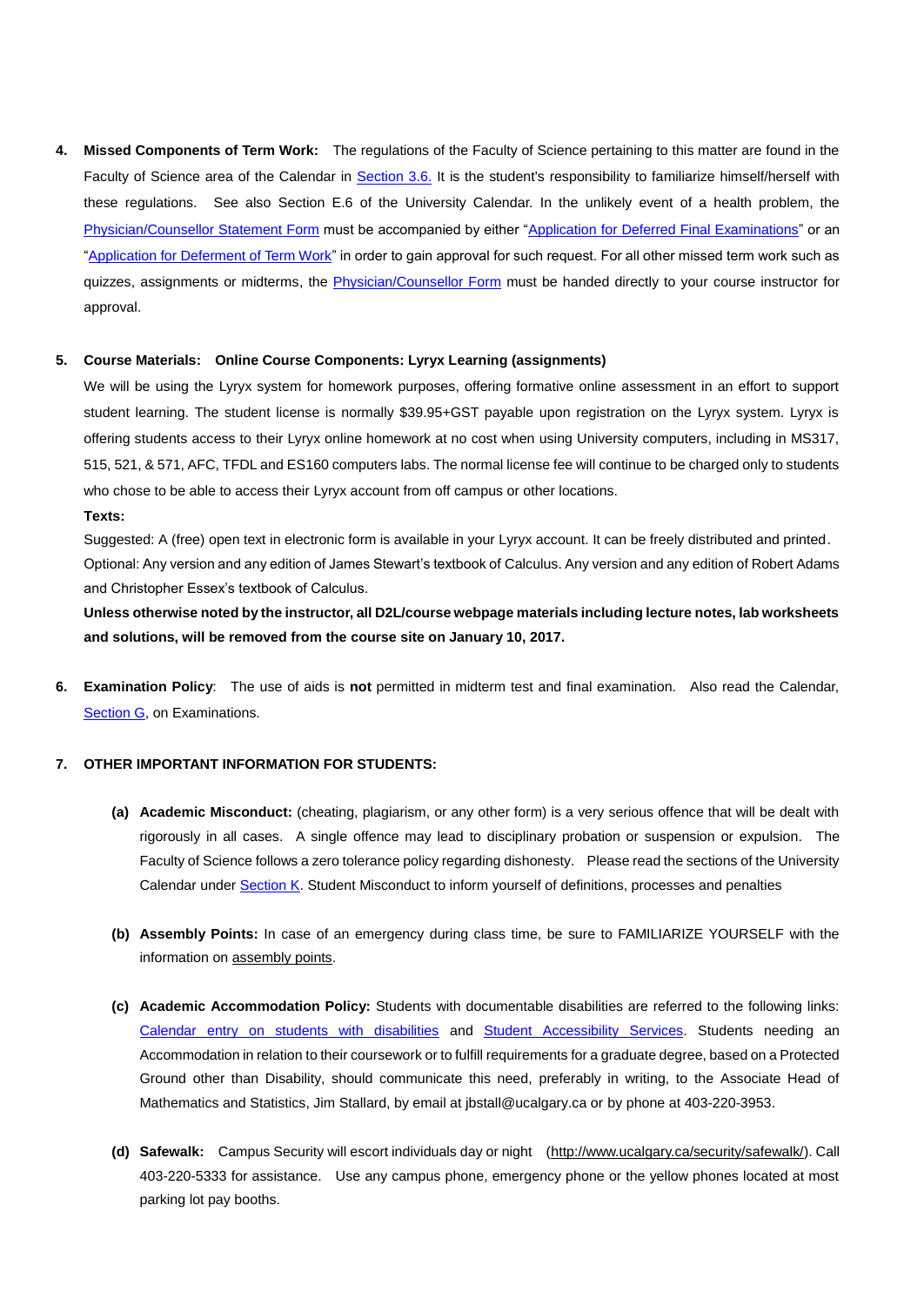4. **Missed Components of Term Work:** The regulations of the Faculty of Science pertaining to this matter are found in the Faculty of Science area of the Calendar in Section 3.6. It is the student's responsibility to familiarize himself/herself with these regulations. See also Section E.6 of the University Calendar. In the unlikely event of a health problem, the Physician/Counsellor Statement Form must be accompanied by either "Application for Deferred Final Examinations" or an "Application for Deferment of Term Work" in order to gain approval for such request. For all other missed term work such as quizzes, assignments or midterms, the Physician/Counsellor Form must be handed directly to your course instructor for approval.

5. **Course Materials: Online Course Components: Lyryx Learning (assignments)**

   We will be using the Lyryx system for homework purposes, offering formative online assessment in an effort to support student learning. The student license is normally $39.95+GST payable upon registration on the Lyryx system. Lyryx is offering students access to their Lyryx online homework at no cost when using University computers, including in MS317, 515, 521, & 571, AFC, TFDL and ES160 computers labs. The normal license fee will continue to be charged only to students who chose to be able to access their Lyryx account from off campus or other locations.

   **Texts:**

   Suggested: A (free) open text in electronic form is available in your Lyryx account. It can be freely distributed and printed.

   Optional: Any version and any edition of James Stewart's textbook of Calculus. Any version and any edition of Robert Adams and Christopher Essex's textbook of Calculus.

   **Unless otherwise noted by the instructor, all D2L/course webpage materials including lecture notes, lab worksheets and solutions, will be removed from the course site on January 10, 2017.**

6. **Examination Policy**: The use of aids is **not** permitted in midterm test and final examination. Also read the Calendar, Section G, on Examinations.

7. **OTHER IMPORTANT INFORMATION FOR STUDENTS:**

   (a) **Academic Misconduct:** (cheating, plagiarism, or any other form) is a very serious offence that will be dealt with rigorously in all cases. A single offence may lead to disciplinary probation or suspension or expulsion. The Faculty of Science follows a zero tolerance policy regarding dishonesty. Please read the sections of the University Calendar under Section K. Student Misconduct to inform yourself of definitions, processes and penalties

   (b) **Assembly Points:** In case of an emergency during class time, be sure to FAMILIARIZE YOURSELF with the information on assembly points.

   (c) **Academic Accommodation Policy:** Students with documentable disabilities are referred to the following links: Calendar entry on students with disabilities and Student Accessibility Services. Students needing an Accommodation in relation to their coursework or to fulfill requirements for a graduate degree, based on a Protected Ground other than Disability, should communicate this need, preferably in writing, to the Associate Head of Mathematics and Statistics, Jim Stallard, by email at jbstall@ucalgary.ca or by phone at 403-220-3953.

   (d) **Safewalk:** Campus Security will escort individuals day or night (http://www.ucalgary.ca/security/safewalk/). Call 403-220-5333 for assistance. Use any campus phone, emergency phone or the yellow phones located at most parking lot pay booths.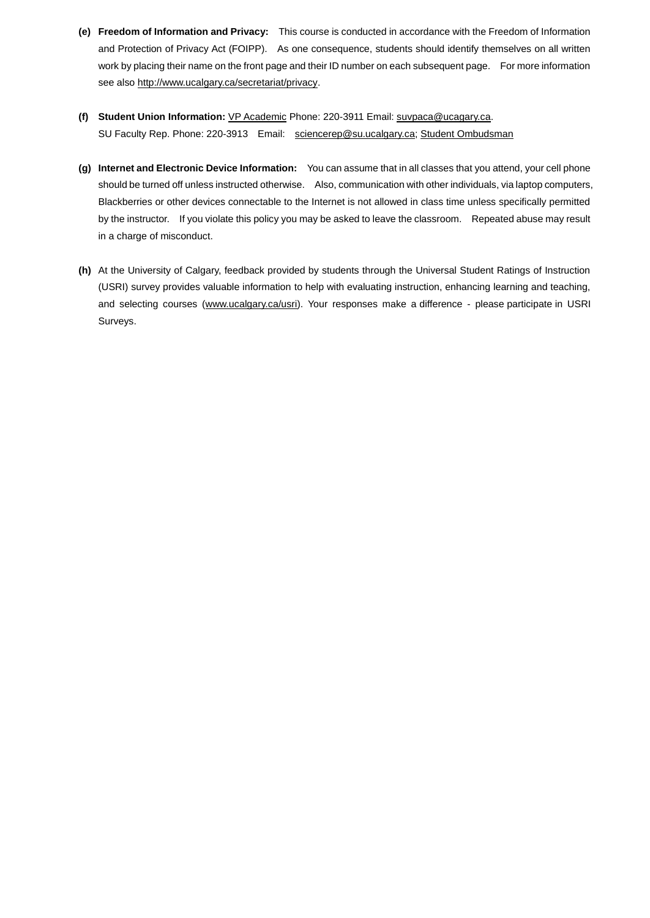**(e)** **Freedom of Information and Privacy:** This course is conducted in accordance with the Freedom of Information and Protection of Privacy Act (FOIPP). As one consequence, students should identify themselves on all written work by placing their name on the front page and their ID number on each subsequent page. For more information see also http://www.ucalgary.ca/secretariat/privacy.

**(f)** **Student Union Information:** VP Academic Phone: 220-3911 Email: suvpaca@ucagary.ca.
SU Faculty Rep. Phone: 220-3913 Email: sciencerep@su.ucalgary.ca; Student Ombudsman

**(g)** **Internet and Electronic Device Information:** You can assume that in all classes that you attend, your cell phone should be turned off unless instructed otherwise. Also, communication with other individuals, via laptop computers, Blackberries or other devices connectable to the Internet is not allowed in class time unless specifically permitted by the instructor. If you violate this policy you may be asked to leave the classroom. Repeated abuse may result in a charge of misconduct.

**(h)** At the University of Calgary, feedback provided by students through the Universal Student Ratings of Instruction (USRI) survey provides valuable information to help with evaluating instruction, enhancing learning and teaching, and selecting courses (www.ucalgary.ca/usri). Your responses make a difference - please participate in USRI Surveys.